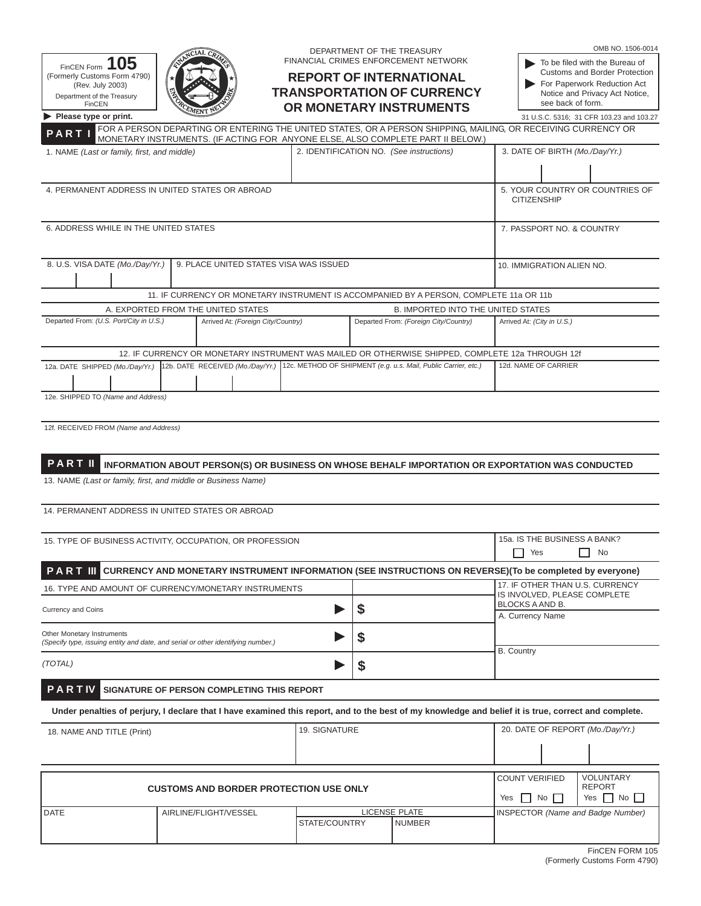FinCEN Form **105**
(Formerly Customs Form 4790)
(Rev. July 2003)
Department of the Treasury
FinCEN

DEPARTMENT OF THE TREASURY
FINANCIAL CRIMES ENFORCEMENT NETWORK

# REPORT OF INTERNATIONAL TRANSPORTATION OF CURRENCY OR MONETARY INSTRUMENTS

OMB NO. 1506-0014

▶ To be filed with the Bureau of Customs and Border Protection
▶ For Paperwork Reduction Act Notice and Privacy Act Notice, see back of form.

▶ **Please type or print.**

31 U.S.C. 5316; 31 CFR 103.23 and 103.27

## PART I FOR A PERSON DEPARTING OR ENTERING THE UNITED STATES, OR A PERSON SHIPPING, MAILING, OR RECEIVING CURRENCY OR MONETARY INSTRUMENTS. (IF ACTING FOR ANYONE ELSE, ALSO COMPLETE PART II BELOW.)

| 1. NAME *(Last or family, first, and middle)* | 2. IDENTIFICATION NO. *(See instructions)* | 3. DATE OF BIRTH *(Mo./Day/Yr.)* |
|---|---|---|
| 4. PERMANENT ADDRESS IN UNITED STATES OR ABROAD | | 5. YOUR COUNTRY OR COUNTRIES OF CITIZENSHIP |
| 6. ADDRESS WHILE IN THE UNITED STATES | | 7. PASSPORT NO. & COUNTRY |
| 8. U.S. VISA DATE *(Mo./Day/Yr.)* | 9. PLACE UNITED STATES VISA WAS ISSUED | 10. IMMIGRATION ALIEN NO. |

11. IF CURRENCY OR MONETARY INSTRUMENT IS ACCOMPANIED BY A PERSON, COMPLETE 11a OR 11b

| A. EXPORTED FROM THE UNITED STATES | | B. IMPORTED INTO THE UNITED STATES | |
|---|---|---|---|
| Departed From: *(U.S. Port/City in U.S.)* | Arrived At: *(Foreign City/Country)* | Departed From: *(Foreign City/Country)* | Arrived At: *(City in U.S.)* |

12. IF CURRENCY OR MONETARY INSTRUMENT WAS MAILED OR OTHERWISE SHIPPED, COMPLETE 12a THROUGH 12f

| 12a. DATE SHIPPED *(Mo./Day/Yr.)* | 12b. DATE RECEIVED *(Mo./Day/Yr.)* | 12c. METHOD OF SHIPMENT *(e.g. u.s. Mail, Public Carrier, etc.)* | 12d. NAME OF CARRIER |
|---|---|---|---|

12e. SHIPPED TO *(Name and Address)*

12f. RECEIVED FROM *(Name and Address)*

## PART II INFORMATION ABOUT PERSON(S) OR BUSINESS ON WHOSE BEHALF IMPORTATION OR EXPORTATION WAS CONDUCTED

13. NAME *(Last or family, first, and middle or Business Name)*

14. PERMANENT ADDRESS IN UNITED STATES OR ABROAD

| 15. TYPE OF BUSINESS ACTIVITY, OCCUPATION, OR PROFESSION | 15a. IS THE BUSINESS A BANK? ☐ Yes ☐ No |
|---|---|

## PART III CURRENCY AND MONETARY INSTRUMENT INFORMATION (SEE INSTRUCTIONS ON REVERSE)(To be completed by everyone)

| 16. TYPE AND AMOUNT OF CURRENCY/MONETARY INSTRUMENTS | | 17. IF OTHER THAN U.S. CURRENCY IS INVOLVED, PLEASE COMPLETE BLOCKS A AND B. |
|---|---|---|
| Currency and Coins ▶ | $ | A. Currency Name |
| Other Monetary Instruments *(Specify type, issuing entity and date, and serial or other identifying number.)* ▶ | $ | |
| *(TOTAL)* ▶ | $ | B. Country |

## PART IV SIGNATURE OF PERSON COMPLETING THIS REPORT

**Under penalties of perjury, I declare that I have examined this report, and to the best of my knowledge and belief it is true, correct and complete.**

| 18. NAME AND TITLE (Print) | 19. SIGNATURE | 20. DATE OF REPORT *(Mo./Day/Yr.)* |
|---|---|---|

| CUSTOMS AND BORDER PROTECTION USE ONLY | | | | COUNT VERIFIED Yes ☐ No ☐ | VOLUNTARY REPORT Yes ☐ No ☐ |
|---|---|---|---|---|---|
| DATE | AIRLINE/FLIGHT/VESSEL | LICENSE PLATE STATE/COUNTRY | NUMBER | INSPECTOR *(Name and Badge Number)* | |

FinCEN FORM 105
(Formerly Customs Form 4790)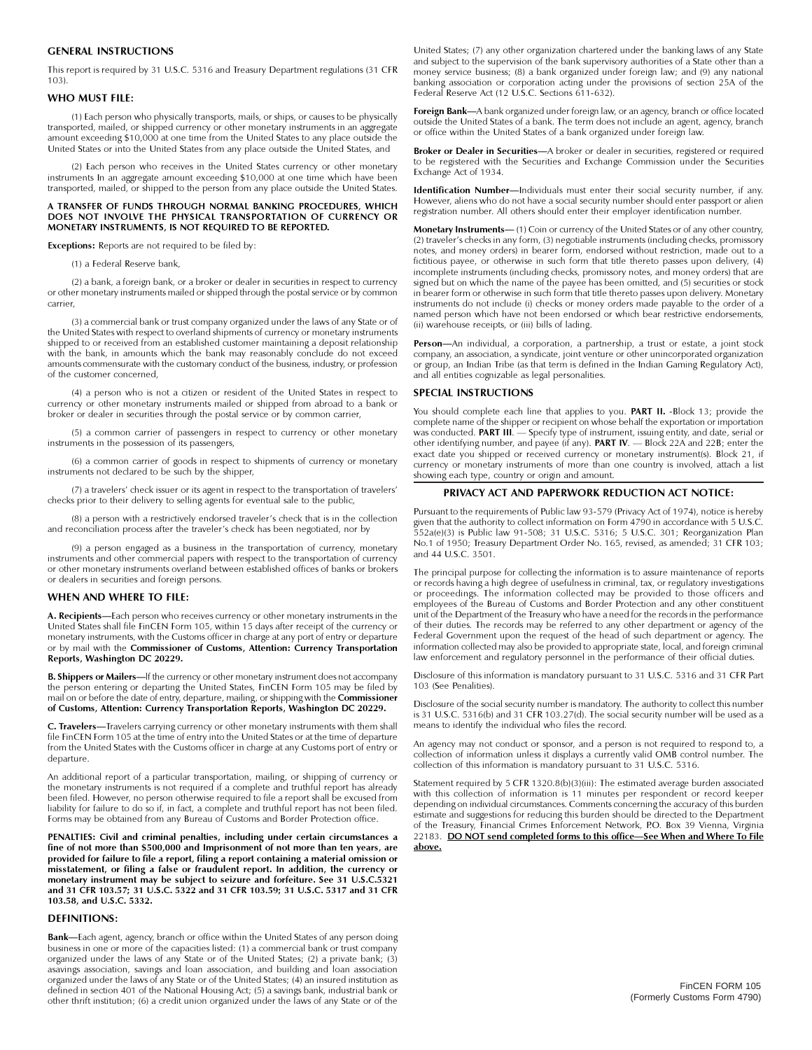## GENERAL INSTRUCTIONS

This report is required by 31 U.S.C. 5316 and Treasury Department regulations (31 CFR 103).

## WHO MUST FILE:

(1) Each person who physically transports, mails, or ships, or causes to be physically transported, mailed, or shipped currency or other monetary instruments in an aggregate amount exceeding $10,000 at one time from the United States to any place outside the United States or into the United States from any place outside the United States, and

(2) Each person who receives in the United States currency or other monetary instruments In an aggregate amount exceeding $10,000 at one time which have been transported, mailed, or shipped to the person from any place outside the United States.

**A TRANSFER OF FUNDS THROUGH NORMAL BANKING PROCEDURES, WHICH DOES NOT INVOLVE THE PHYSICAL TRANSPORTATION OF CURRENCY OR MONETARY INSTRUMENTS, IS NOT REQUIRED TO BE REPORTED.**

**Exceptions:** Reports are not required to be filed by:

(1) a Federal Reserve bank,

(2) a bank, a foreign bank, or a broker or dealer in securities in respect to currency or other monetary instruments mailed or shipped through the postal service or by common carrier,

(3) a commercial bank or trust company organized under the laws of any State or of the United States with respect to overland shipments of currency or monetary instruments shipped to or received from an established customer maintaining a deposit relationship with the bank, in amounts which the bank may reasonably conclude do not exceed amounts commensurate with the customary conduct of the business, industry, or profession of the customer concerned,

(4) a person who is not a citizen or resident of the United States in respect to currency or other monetary instruments mailed or shipped from abroad to a bank or broker or dealer in securities through the postal service or by common carrier,

(5) a common carrier of passengers in respect to currency or other monetary instruments in the possession of its passengers,

(6) a common carrier of goods in respect to shipments of currency or monetary instruments not declared to be such by the shipper,

(7) a travelers' check issuer or its agent in respect to the transportation of travelers' checks prior to their delivery to selling agents for eventual sale to the public,

(8) a person with a restrictively endorsed traveler's check that is in the collection and reconciliation process after the traveler's check has been negotiated, nor by

(9) a person engaged as a business in the transportation of currency, monetary instruments and other commercial papers with respect to the transportation of currency or other monetary instruments overland between established offices of banks or brokers or dealers in securities and foreign persons.

## WHEN AND WHERE TO FILE:

**A. Recipients—**Each person who receives currency or other monetary instruments in the United States shall file FinCEN Form 105, within 15 days after receipt of the currency or monetary instruments, with the Customs officer in charge at any port of entry or departure or by mail with the **Commissioner of Customs, Attention: Currency Transportation Reports, Washington DC 20229.**

**B. Shippers or Mailers—**If the currency or other monetary instrument does not accompany the person entering or departing the United States, FinCEN Form 105 may be filed by mail on or before the date of entry, departure, mailing, or shipping with the **Commissioner of Customs, Attention: Currency Transportation Reports, Washington DC 20229.**

**C. Travelers—**Travelers carrying currency or other monetary instruments with them shall file FinCEN Form 105 at the time of entry into the United States or at the time of departure from the United States with the Customs officer in charge at any Customs port of entry or departure.

An additional report of a particular transportation, mailing, or shipping of currency or the monetary instruments is not required if a complete and truthful report has already been filed. However, no person otherwise required to file a report shall be excused from liability for failure to do so if, in fact, a complete and truthful report has not been filed. Forms may be obtained from any Bureau of Customs and Border Protection office.

**PENALTIES: Civil and criminal penalties, including under certain circumstances a fine of not more than $500,000 and Imprisonment of not more than ten years, are provided for failure to file a report, filing a report containing a material omission or misstatement, or filing a false or fraudulent report. In addition, the currency or monetary instrument may be subject to seizure and forfeiture. See 31 U.S.C.5321 and 31 CFR 103.57; 31 U.S.C. 5322 and 31 CFR 103.59; 31 U.S.C. 5317 and 31 CFR 103.58, and U.S.C. 5332.**

## DEFINITIONS:

**Bank—**Each agent, agency, branch or office within the United States of any person doing business in one or more of the capacities listed: (1) a commercial bank or trust company organized under the laws of any State or of the United States; (2) a private bank; (3) asavings association, savings and loan association, and building and loan association organized under the laws of any State or of the United States; (4) an insured institution as defined in section 401 of the National Housing Act; (5) a savings bank, industrial bank or other thrift institution; (6) a credit union organized under the laws of any State or of the United States; (7) any other organization chartered under the banking laws of any State and subject to the supervision of the bank supervisory authorities of a State other than a money service business; (8) a bank organized under foreign law; and (9) any national banking association or corporation acting under the provisions of section 25A of the Federal Reserve Act (12 U.S.C. Sections 611-632).

**Foreign Bank—**A bank organized under foreign law, or an agency, branch or office located outside the United States of a bank. The term does not include an agent, agency, branch or office within the United States of a bank organized under foreign law.

**Broker or Dealer in Securities—**A broker or dealer in securities, registered or required to be registered with the Securities and Exchange Commission under the Securities Exchange Act of 1934.

**Identification Number—**Individuals must enter their social security number, if any. However, aliens who do not have a social security number should enter passport or alien registration number. All others should enter their employer identification number.

**Monetary Instruments—** (1) Coin or currency of the United States or of any other country, (2) traveler's checks in any form, (3) negotiable instruments (including checks, promissory notes, and money orders) in bearer form, endorsed without restriction, made out to a fictitious payee, or otherwise in such form that title thereto passes upon delivery, (4) incomplete instruments (including checks, promissory notes, and money orders) that are signed but on which the name of the payee has been omitted, and (5) securities or stock in bearer form or otherwise in such form that title thereto passes upon delivery. Monetary instruments do not include (i) checks or money orders made payable to the order of a named person which have not been endorsed or which bear restrictive endorsements, (ii) warehouse receipts, or (iii) bills of lading.

**Person—**An individual, a corporation, a partnership, a trust or estate, a joint stock company, an association, a syndicate, joint venture or other unincorporated organization or group, an Indian Tribe (as that term is defined in the Indian Gaming Regulatory Act), and all entities cognizable as legal personalities.

## SPECIAL INSTRUCTIONS

You should complete each line that applies to you. **PART II.** -Block 13; provide the complete name of the shipper or recipient on whose behalf the exportation or importation was conducted. **PART III**. — Specify type of instrument, issuing entity, and date, serial or other identifying number, and payee (if any). **PART IV**. — Block 22A and 22B; enter the exact date you shipped or received currency or monetary instrument(s). Block 21, if currency or monetary instruments of more than one country is involved, attach a list showing each type, country or origin and amount.

## PRIVACY ACT AND PAPERWORK REDUCTION ACT NOTICE:

Pursuant to the requirements of Public law 93-579 (Privacy Act of 1974), notice is hereby given that the authority to collect information on Form 4790 in accordance with 5 U.S.C. 552a(e)(3) is Public law 91-508; 31 U.S.C. 5316; 5 U.S.C. 301; Reorganization Plan No.1 of 1950; Treasury Department Order No. 165, revised, as amended; 31 CFR 103; and 44 U.S.C. 3501.

The principal purpose for collecting the information is to assure maintenance of reports or records having a high degree of usefulness in criminal, tax, or regulatory investigations or proceedings. The information collected may be provided to those officers and employees of the Bureau of Customs and Border Protection and any other constituent unit of the Department of the Treasury who have a need for the records in the performance of their duties. The records may be referred to any other department or agency of the Federal Government upon the request of the head of such department or agency. The information collected may also be provided to appropriate state, local, and foreign criminal law enforcement and regulatory personnel in the performance of their official duties.

Disclosure of this information is mandatory pursuant to 31 U.S.C. 5316 and 31 CFR Part 103 (See Penalties).

Disclosure of the social security number is mandatory. The authority to collect this number is 31 U.S.C. 5316(b) and 31 CFR 103.27(d). The social security number will be used as a means to identify the individual who files the record.

An agency may not conduct or sponsor, and a person is not required to respond to, a collection of information unless it displays a currently valid OMB control number. The collection of this information is mandatory pursuant to 31 U.S.C. 5316.

Statement required by 5 CFR 1320.8(b)(3)(iii): The estimated average burden associated with this collection of information is 11 minutes per respondent or record keeper depending on individual circumstances. Comments concerning the accuracy of this burden estimate and suggestions for reducing this burden should be directed to the Department of the Treasury, Financial Crimes Enforcement Network, P.O. Box 39 Vienna, Virginia 22183. **DO NOT send completed forms to this office—See When and Where To File above.**

FinCEN FORM 105
(Formerly Customs Form 4790)